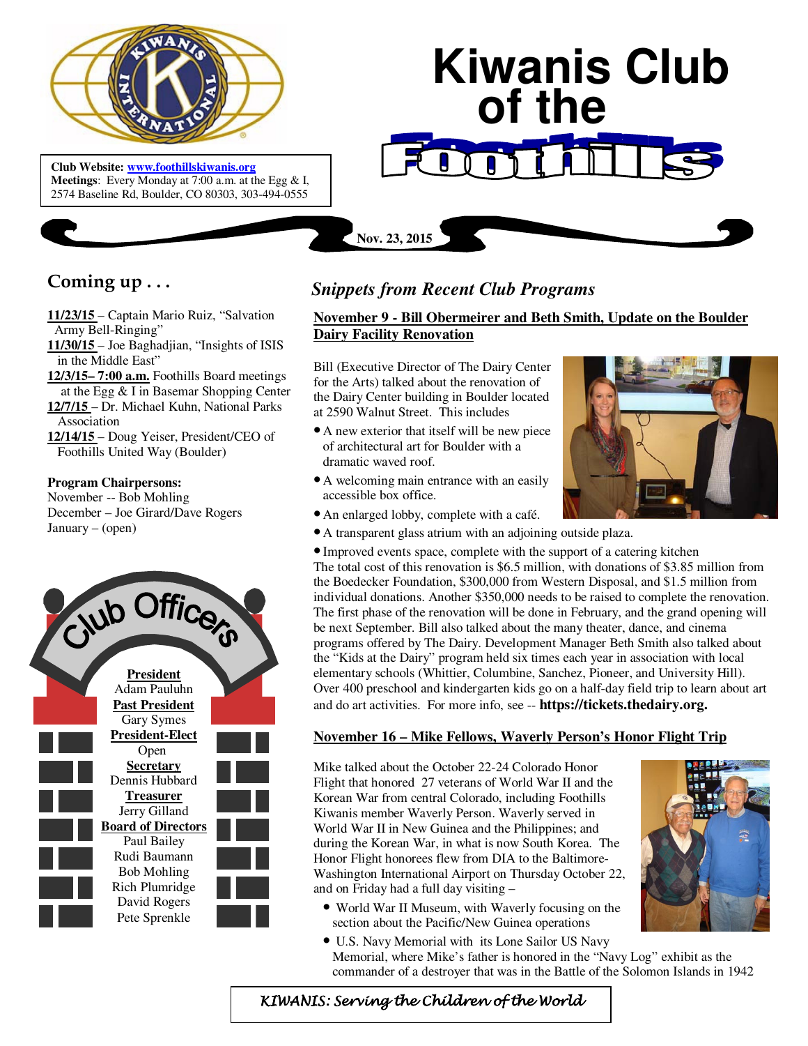# Kiwanis Club of the Foothills

**Club Website:** [www.foothillskiwanis.org](http://www.foothillskiwanis.org)
**Meetings**: Every Monday at 7:00 a.m. at the Egg & I, 2574 Baseline Rd, Boulder, CO 80303, 303-494-0555

**Nov. 23, 2015**

## Coming up . . .

**11/23/15** – Captain Mario Ruiz, "Salvation Army Bell-Ringing"
**11/30/15** – Joe Baghadjian, "Insights of ISIS in the Middle East"
**12/3/15– 7:00 a.m.** Foothills Board meetings at the Egg & I in Basemar Shopping Center
**12/7/15** – Dr. Michael Kuhn, National Parks Association
**12/14/15** – Doug Yeiser, President/CEO of Foothills United Way (Boulder)

**Program Chairpersons:**
November -- Bob Mohling
December – Joe Girard/Dave Rogers
January – (open)

## Club Officers

**President**
Adam Pauluhn
**Past President**
Gary Symes
**President-Elect**
Open
**Secretary**
Dennis Hubbard
**Treasurer**
Jerry Gilland
**Board of Directors**
Paul Bailey
Rudi Baumann
Bob Mohling
Rich Plumridge
David Rogers
Pete Sprenkle

## *Snippets from Recent Club Programs*

### November 9 - Bill Obermeirer and Beth Smith, Update on the Boulder Dairy Facility Renovation

Bill (Executive Director of The Dairy Center for the Arts) talked about the renovation of the Dairy Center building in Boulder located at 2590 Walnut Street. This includes

- A new exterior that itself will be new piece of architectural art for Boulder with a dramatic waved roof.
- A welcoming main entrance with an easily accessible box office.
- An enlarged lobby, complete with a café.
- A transparent glass atrium with an adjoining outside plaza.
- Improved events space, complete with the support of a catering kitchen

The total cost of this renovation is $6.5 million, with donations of $3.85 million from the Boedecker Foundation, $300,000 from Western Disposal, and $1.5 million from individual donations. Another $350,000 needs to be raised to complete the renovation. The first phase of the renovation will be done in February, and the grand opening will be next September. Bill also talked about the many theater, dance, and cinema programs offered by The Dairy. Development Manager Beth Smith also talked about the "Kids at the Dairy" program held six times each year in association with local elementary schools (Whittier, Columbine, Sanchez, Pioneer, and University Hill). Over 400 preschool and kindergarten kids go on a half-day field trip to learn about art and do art activities. For more info, see -- **https://tickets.thedairy.org.**

### November 16 – Mike Fellows, Waverly Person's Honor Flight Trip

Mike talked about the October 22-24 Colorado Honor Flight that honored 27 veterans of World War II and the Korean War from central Colorado, including Foothills Kiwanis member Waverly Person. Waverly served in World War II in New Guinea and the Philippines; and during the Korean War, in what is now South Korea. The Honor Flight honorees flew from DIA to the Baltimore-Washington International Airport on Thursday October 22, and on Friday had a full day visiting –

- World War II Museum, with Waverly focusing on the section about the Pacific/New Guinea operations
- U.S. Navy Memorial with its Lone Sailor US Navy Memorial, where Mike's father is honored in the "Navy Log" exhibit as the commander of a destroyer that was in the Battle of the Solomon Islands in 1942

*KIWANIS: Serving the Children of the World*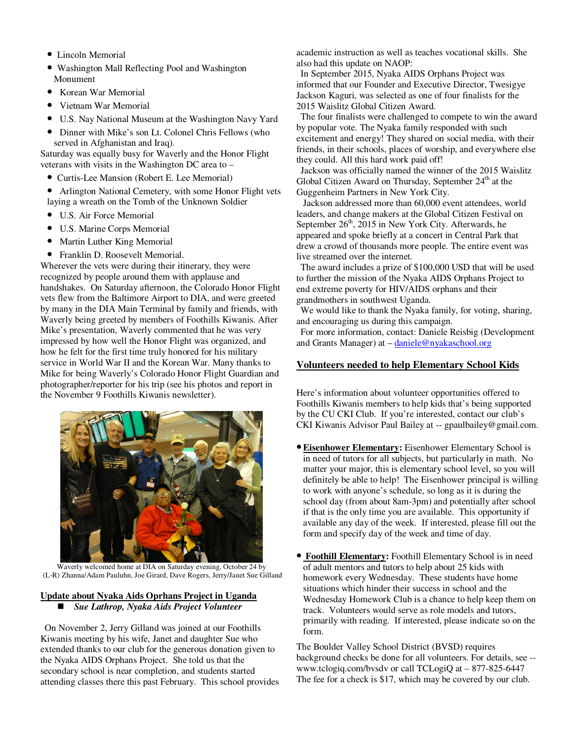- Lincoln Memorial
- Washington Mall Reflecting Pool and Washington Monument
- Korean War Memorial
- Vietnam War Memorial
- U.S. Nay National Museum at the Washington Navy Yard
- Dinner with Mike's son Lt. Colonel Chris Fellows (who served in Afghanistan and Iraq).

Saturday was equally busy for Waverly and the Honor Flight veterans with visits in the Washington DC area to –

- Curtis-Lee Mansion (Robert E. Lee Memorial)
- Arlington National Cemetery, with some Honor Flight vets laying a wreath on the Tomb of the Unknown Soldier
- U.S. Air Force Memorial
- U.S. Marine Corps Memorial
- Martin Luther King Memorial
- Franklin D. Roosevelt Memorial.

Wherever the vets were during their itinerary, they were recognized by people around them with applause and handshakes. On Saturday afternoon, the Colorado Honor Flight vets flew from the Baltimore Airport to DIA, and were greeted by many in the DIA Main Terminal by family and friends, with Waverly being greeted by members of Foothills Kiwanis. After Mike's presentation, Waverly commented that he was very impressed by how well the Honor Flight was organized, and how he felt for the first time truly honored for his military service in World War II and the Korean War. Many thanks to Mike for being Waverly's Colorado Honor Flight Guardian and photographer/reporter for his trip (see his photos and report in the November 9 Foothills Kiwanis newsletter).

Waverly welcomed home at DIA on Saturday evening, October 24 by (L-R) Zhanna/Adam Pauluhn, Joe Girard, Dave Rogers, Jerry/Janet Sue Gilland

## Update about Nyaka Aids Oprhans Project in Uganda

- ***Sue Lathrop, Nyaka Aids Project Volunteer***

On November 2, Jerry Gilland was joined at our Foothills Kiwanis meeting by his wife, Janet and daughter Sue who extended thanks to our club for the generous donation given to the Nyaka AIDS Orphans Project. She told us that the secondary school is near completion, and students started attending classes there this past February. This school provides academic instruction as well as teaches vocational skills. She also had this update on NAOP:

In September 2015, Nyaka AIDS Orphans Project was informed that our Founder and Executive Director, Twesigye Jackson Kaguri, was selected as one of four finalists for the 2015 Waislitz Global Citizen Award.

The four finalists were challenged to compete to win the award by popular vote. The Nyaka family responded with such excitement and energy! They shared on social media, with their friends, in their schools, places of worship, and everywhere else they could. All this hard work paid off!

Jackson was officially named the winner of the 2015 Waislitz Global Citizen Award on Thursday, September 24th at the Guggenheim Partners in New York City.

Jackson addressed more than 60,000 event attendees, world leaders, and change makers at the Global Citizen Festival on September 26th, 2015 in New York City. Afterwards, he appeared and spoke briefly at a concert in Central Park that drew a crowd of thousands more people. The entire event was live streamed over the internet.

The award includes a prize of $100,000 USD that will be used to further the mission of the Nyaka AIDS Orphans Project to end extreme poverty for HIV/AIDS orphans and their grandmothers in southwest Uganda.

We would like to thank the Nyaka family, for voting, sharing, and encouraging us during this campaign.

For more information, contact: Daniele Reisbig (Development and Grants Manager) at – daniele@nyakaschool.org

## Volunteers needed to help Elementary School Kids

Here's information about volunteer opportunities offered to Foothills Kiwanis members to help kids that's being supported by the CU CKI Club. If you're interested, contact our club's CKI Kiwanis Advisor Paul Bailey at -- gpaulbailey@gmail.com.

- **Eisenhower Elementary:** Eisenhower Elementary School is in need of tutors for all subjects, but particularly in math. No matter your major, this is elementary school level, so you will definitely be able to help! The Eisenhower principal is willing to work with anyone's schedule, so long as it is during the school day (from about 8am-3pm) and potentially after school if that is the only time you are available. This opportunity if available any day of the week. If interested, please fill out the form and specify day of the week and time of day.

- **Foothill Elementary:** Foothill Elementary School is in need of adult mentors and tutors to help about 25 kids with homework every Wednesday. These students have home situations which hinder their success in school and the Wednesday Homework Club is a chance to help keep them on track. Volunteers would serve as role models and tutors, primarily with reading. If interested, please indicate so on the form.

The Boulder Valley School District (BVSD) requires background checks be done for all volunteers. For details, see -- www.tclogiq.com/bvsdv or call TCLogiQ at – 877-825-6447 The fee for a check is $17, which may be covered by our club.